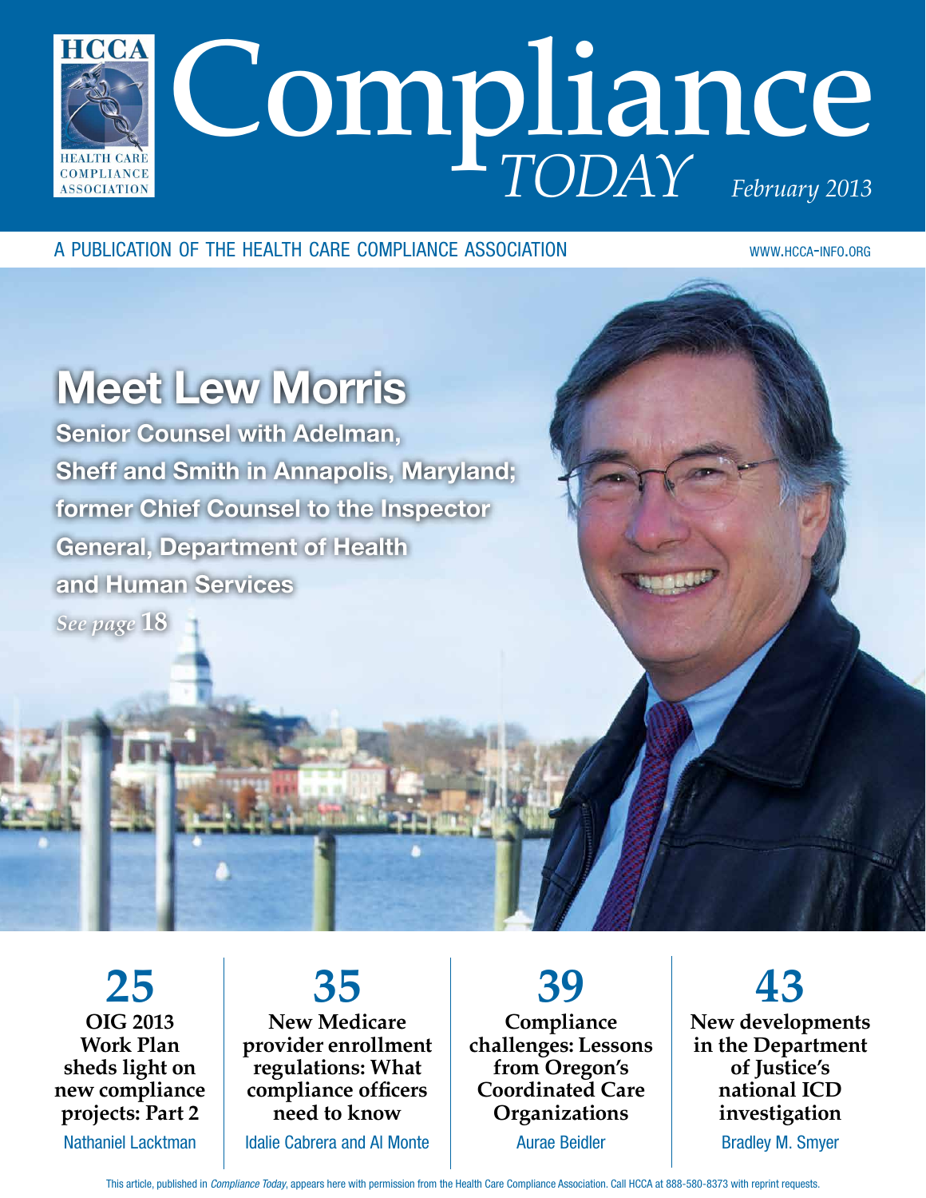HCCA HEALTH CARE COMPLIANCE ASSOCIATION

# Compliance *TODAY*

*February 2013*

A PUBLICATION OF THE HEALTH CARE COMPLIANCE ASSOCIATION

WWW.HCCA-INFO.ORG

## Meet Lew Morris

**Senior Counsel with Adelman, Sheff and Smith in Annapolis, Maryland; former Chief Counsel to the Inspector General, Department of Health and Human Services**

*See page* **18**

**25**
**OIG 2013 Work Plan sheds light on new compliance projects: Part 2**
Nathaniel Lacktman

**35**
**New Medicare provider enrollment regulations: What compliance officers need to know**
Idalie Cabrera and Al Monte

**39**
**Compliance challenges: Lessons from Oregon's Coordinated Care Organizations**
Aurae Beidler

**43**
**New developments in the Department of Justice's national ICD investigation**
Bradley M. Smyer

This article, published in *Compliance Today*, appears here with permission from the Health Care Compliance Association. Call HCCA at 888-580-8373 with reprint requests.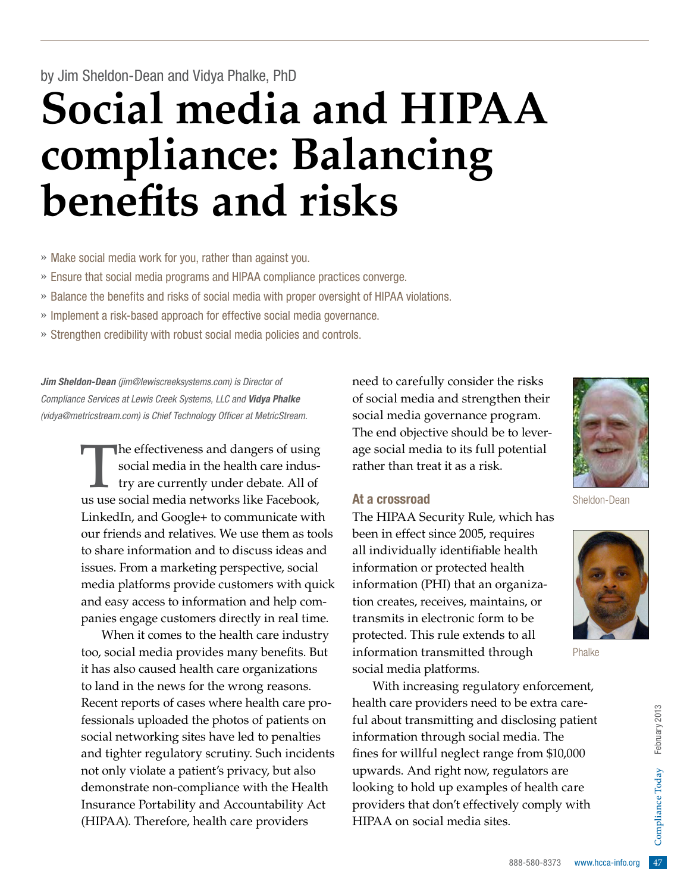by Jim Sheldon-Dean and Vidya Phalke, PhD

# Social media and HIPAA compliance: Balancing benefits and risks

- » Make social media work for you, rather than against you.
- » Ensure that social media programs and HIPAA compliance practices converge.
- » Balance the benefits and risks of social media with proper oversight of HIPAA violations.
- » Implement a risk-based approach for effective social media governance.
- » Strengthen credibility with robust social media policies and controls.

***Jim Sheldon-Dean*** *(jim@lewiscreeksystems.com) is Director of Compliance Services at Lewis Creek Systems, LLC and* ***Vidya Phalke*** *(vidya@metricstream.com) is Chief Technology Officer at MetricStream.*

The effectiveness and dangers of using social media in the health care industry are currently under debate. All of us use social media networks like Facebook, LinkedIn, and Google+ to communicate with our friends and relatives. We use them as tools to share information and to discuss ideas and issues. From a marketing perspective, social media platforms provide customers with quick and easy access to information and help companies engage customers directly in real time.

When it comes to the health care industry too, social media provides many benefits. But it has also caused health care organizations to land in the news for the wrong reasons. Recent reports of cases where health care professionals uploaded the photos of patients on social networking sites have led to penalties and tighter regulatory scrutiny. Such incidents not only violate a patient's privacy, but also demonstrate non-compliance with the Health Insurance Portability and Accountability Act (HIPAA). Therefore, health care providers need to carefully consider the risks of social media and strengthen their social media governance program. The end objective should be to leverage social media to its full potential rather than treat it as a risk.

Sheldon-Dean

Phalke

## At a crossroad

The HIPAA Security Rule, which has been in effect since 2005, requires all individually identifiable health information or protected health information (PHI) that an organization creates, receives, maintains, or transmits in electronic form to be protected. This rule extends to all information transmitted through social media platforms.

With increasing regulatory enforcement, health care providers need to be extra careful about transmitting and disclosing patient information through social media. The fines for willful neglect range from $10,000 upwards. And right now, regulators are looking to hold up examples of health care providers that don't effectively comply with HIPAA on social media sites.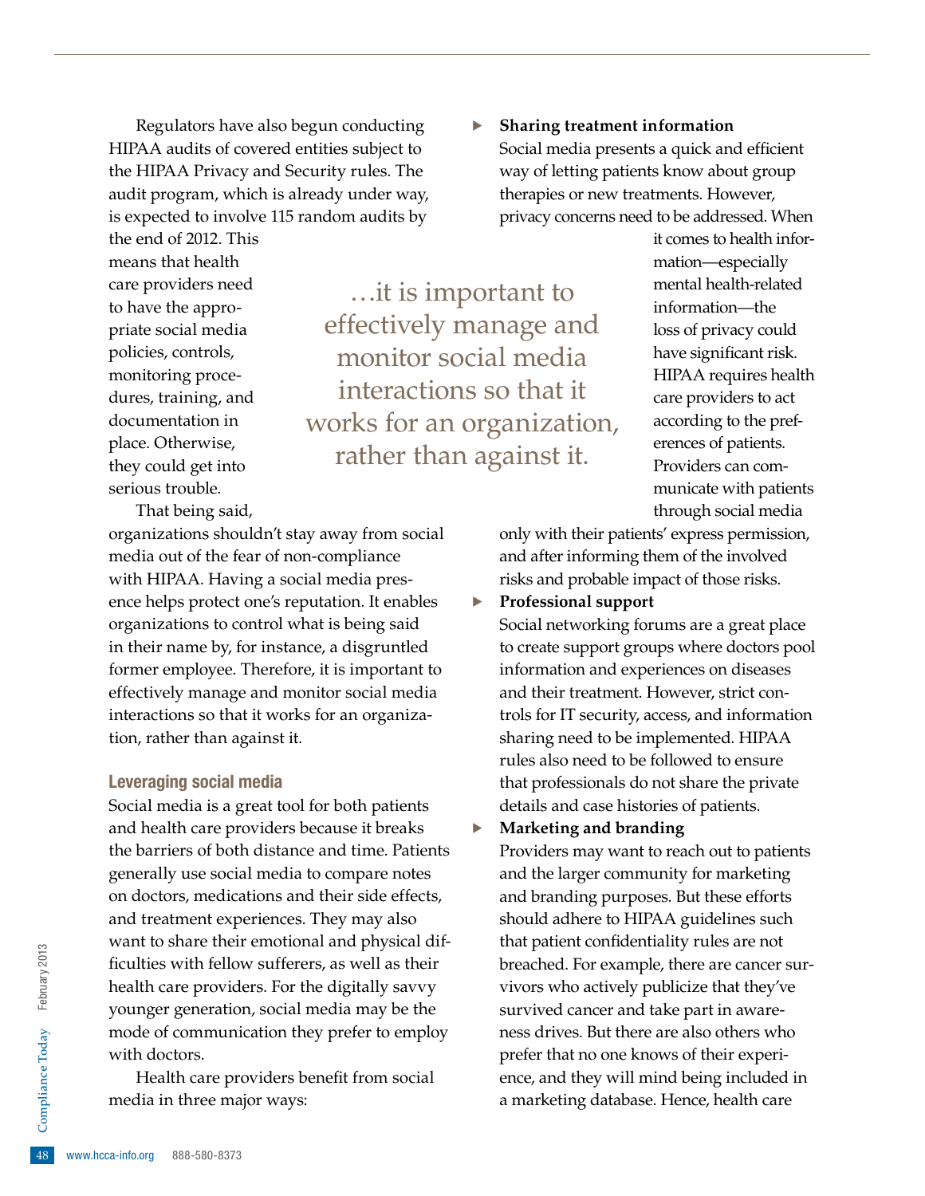Regulators have also begun conducting HIPAA audits of covered entities subject to the HIPAA Privacy and Security rules. The audit program, which is already under way, is expected to involve 115 random audits by the end of 2012. This means that health care providers need to have the appropriate social media policies, controls, monitoring procedures, training, and documentation in place. Otherwise, they could get into serious trouble.

> …it is important to effectively manage and monitor social media interactions so that it works for an organization, rather than against it.

That being said, organizations shouldn't stay away from social media out of the fear of non-compliance with HIPAA. Having a social media presence helps protect one's reputation. It enables organizations to control what is being said in their name by, for instance, a disgruntled former employee. Therefore, it is important to effectively manage and monitor social media interactions so that it works for an organization, rather than against it.

### Leveraging social media

Social media is a great tool for both patients and health care providers because it breaks the barriers of both distance and time. Patients generally use social media to compare notes on doctors, medications and their side effects, and treatment experiences. They may also want to share their emotional and physical difficulties with fellow sufferers, as well as their health care providers. For the digitally savvy younger generation, social media may be the mode of communication they prefer to employ with doctors.

Health care providers benefit from social media in three major ways:

- **Sharing treatment information**
  Social media presents a quick and efficient way of letting patients know about group therapies or new treatments. However, privacy concerns need to be addressed. When it comes to health information—especially mental health-related information—the loss of privacy could have significant risk. HIPAA requires health care providers to act according to the preferences of patients. Providers can communicate with patients through social media only with their patients' express permission, and after informing them of the involved risks and probable impact of those risks.
- **Professional support**
  Social networking forums are a great place to create support groups where doctors pool information and experiences on diseases and their treatment. However, strict controls for IT security, access, and information sharing need to be implemented. HIPAA rules also need to be followed to ensure that professionals do not share the private details and case histories of patients.
- **Marketing and branding**
  Providers may want to reach out to patients and the larger community for marketing and branding purposes. But these efforts should adhere to HIPAA guidelines such that patient confidentiality rules are not breached. For example, there are cancer survivors who actively publicize that they've survived cancer and take part in awareness drives. But there are also others who prefer that no one knows of their experience, and they will mind being included in a marketing database. Hence, health care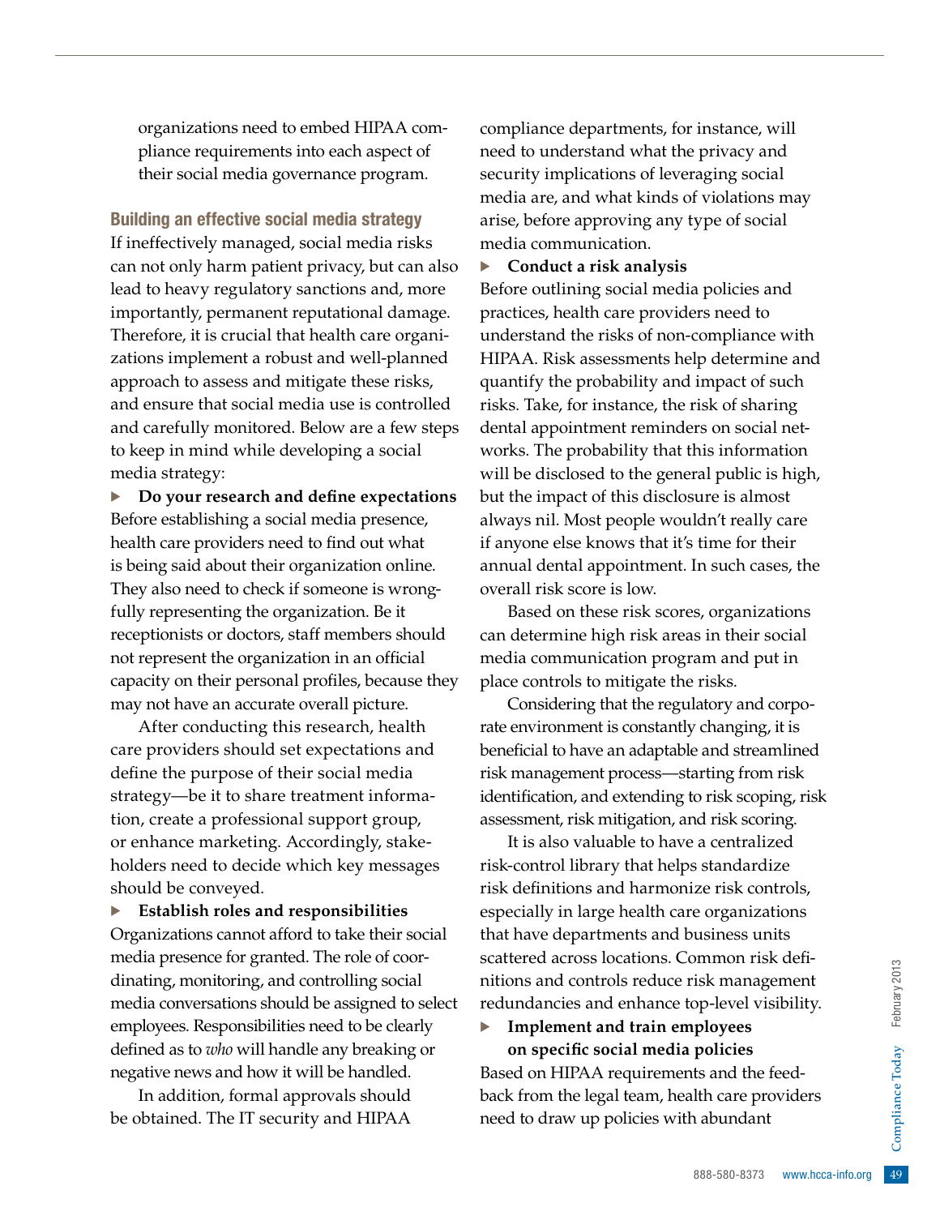organizations need to embed HIPAA compliance requirements into each aspect of their social media governance program.

### Building an effective social media strategy

If ineffectively managed, social media risks can not only harm patient privacy, but can also lead to heavy regulatory sanctions and, more importantly, permanent reputational damage. Therefore, it is crucial that health care organizations implement a robust and well-planned approach to assess and mitigate these risks, and ensure that social media use is controlled and carefully monitored. Below are a few steps to keep in mind while developing a social media strategy:

- **Do your research and define expectations**

Before establishing a social media presence, health care providers need to find out what is being said about their organization online. They also need to check if someone is wrongfully representing the organization. Be it receptionists or doctors, staff members should not represent the organization in an official capacity on their personal profiles, because they may not have an accurate overall picture.

After conducting this research, health care providers should set expectations and define the purpose of their social media strategy—be it to share treatment information, create a professional support group, or enhance marketing. Accordingly, stakeholders need to decide which key messages should be conveyed.

- **Establish roles and responsibilities**

Organizations cannot afford to take their social media presence for granted. The role of coordinating, monitoring, and controlling social media conversations should be assigned to select employees. Responsibilities need to be clearly defined as to *who* will handle any breaking or negative news and how it will be handled.

In addition, formal approvals should be obtained. The IT security and HIPAA compliance departments, for instance, will need to understand what the privacy and security implications of leveraging social media are, and what kinds of violations may arise, before approving any type of social media communication.

- **Conduct a risk analysis**

Before outlining social media policies and practices, health care providers need to understand the risks of non-compliance with HIPAA. Risk assessments help determine and quantify the probability and impact of such risks. Take, for instance, the risk of sharing dental appointment reminders on social networks. The probability that this information will be disclosed to the general public is high, but the impact of this disclosure is almost always nil. Most people wouldn't really care if anyone else knows that it's time for their annual dental appointment. In such cases, the overall risk score is low.

Based on these risk scores, organizations can determine high risk areas in their social media communication program and put in place controls to mitigate the risks.

Considering that the regulatory and corporate environment is constantly changing, it is beneficial to have an adaptable and streamlined risk management process—starting from risk identification, and extending to risk scoping, risk assessment, risk mitigation, and risk scoring.

It is also valuable to have a centralized risk-control library that helps standardize risk definitions and harmonize risk controls, especially in large health care organizations that have departments and business units scattered across locations. Common risk definitions and controls reduce risk management redundancies and enhance top-level visibility.

- **Implement and train employees on specific social media policies**

Based on HIPAA requirements and the feedback from the legal team, health care providers need to draw up policies with abundant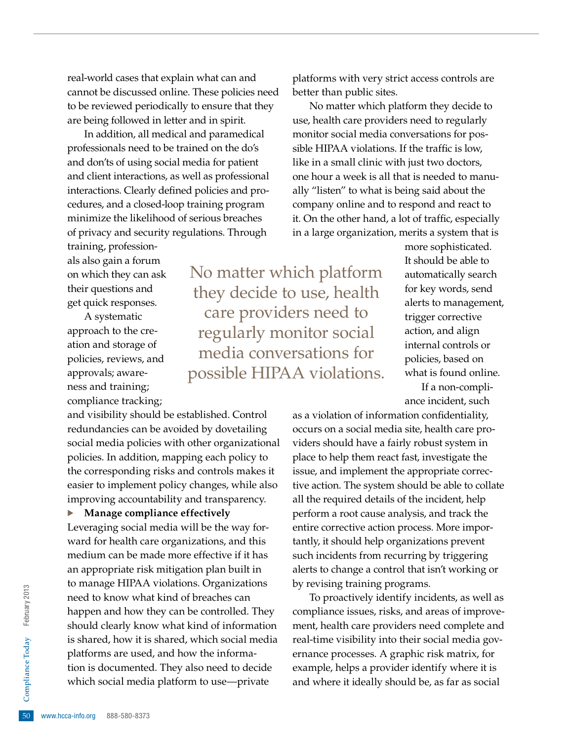real-world cases that explain what can and cannot be discussed online. These policies need to be reviewed periodically to ensure that they are being followed in letter and in spirit.

In addition, all medical and paramedical professionals need to be trained on the do's and don'ts of using social media for patient and client interactions, as well as professional interactions. Clearly defined policies and procedures, and a closed-loop training program minimize the likelihood of serious breaches of privacy and security regulations. Through training, professionals also gain a forum on which they can ask their questions and get quick responses.

A systematic approach to the creation and storage of policies, reviews, and approvals; awareness and training; compliance tracking; and visibility should be established. Control redundancies can be avoided by dovetailing social media policies with other organizational policies. In addition, mapping each policy to the corresponding risks and controls makes it easier to implement policy changes, while also improving accountability and transparency.

▶ **Manage compliance effectively**

Leveraging social media will be the way forward for health care organizations, and this medium can be made more effective if it has an appropriate risk mitigation plan built in to manage HIPAA violations. Organizations need to know what kind of breaches can happen and how they can be controlled. They should clearly know what kind of information is shared, how it is shared, which social media platforms are used, and how the information is documented. They also need to decide which social media platform to use—private platforms with very strict access controls are better than public sites.

No matter which platform they decide to use, health care providers need to regularly monitor social media conversations for possible HIPAA violations. If the traffic is low, like in a small clinic with just two doctors, one hour a week is all that is needed to manually "listen" to what is being said about the company online and to respond and react to it. On the other hand, a lot of traffic, especially in a large organization, merits a system that is more sophisticated. It should be able to automatically search for key words, send alerts to management, trigger corrective action, and align internal controls or policies, based on what is found online.

> No matter which platform they decide to use, health care providers need to regularly monitor social media conversations for possible HIPAA violations.

If a non-compliance incident, such as a violation of information confidentiality, occurs on a social media site, health care providers should have a fairly robust system in place to help them react fast, investigate the issue, and implement the appropriate corrective action. The system should be able to collate all the required details of the incident, help perform a root cause analysis, and track the entire corrective action process. More importantly, it should help organizations prevent such incidents from recurring by triggering alerts to change a control that isn't working or by revising training programs.

To proactively identify incidents, as well as compliance issues, risks, and areas of improvement, health care providers need complete and real-time visibility into their social media governance processes. A graphic risk matrix, for example, helps a provider identify where it is and where it ideally should be, as far as social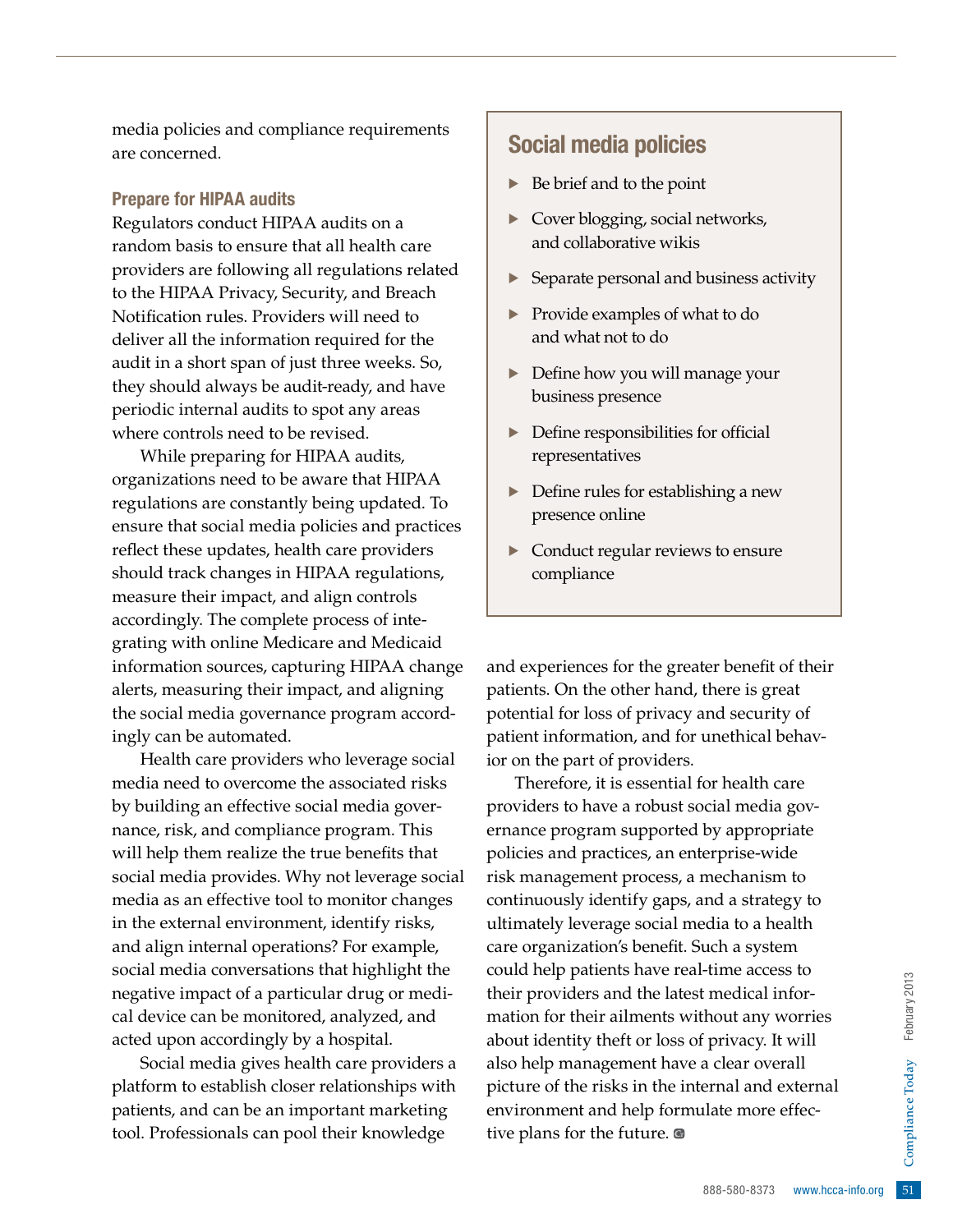media policies and compliance requirements are concerned.

### Prepare for HIPAA audits

Regulators conduct HIPAA audits on a random basis to ensure that all health care providers are following all regulations related to the HIPAA Privacy, Security, and Breach Notification rules. Providers will need to deliver all the information required for the audit in a short span of just three weeks. So, they should always be audit-ready, and have periodic internal audits to spot any areas where controls need to be revised.

While preparing for HIPAA audits, organizations need to be aware that HIPAA regulations are constantly being updated. To ensure that social media policies and practices reflect these updates, health care providers should track changes in HIPAA regulations, measure their impact, and align controls accordingly. The complete process of integrating with online Medicare and Medicaid information sources, capturing HIPAA change alerts, measuring their impact, and aligning the social media governance program accordingly can be automated.

Health care providers who leverage social media need to overcome the associated risks by building an effective social media governance, risk, and compliance program. This will help them realize the true benefits that social media provides. Why not leverage social media as an effective tool to monitor changes in the external environment, identify risks, and align internal operations? For example, social media conversations that highlight the negative impact of a particular drug or medical device can be monitored, analyzed, and acted upon accordingly by a hospital.

Social media gives health care providers a platform to establish closer relationships with patients, and can be an important marketing tool. Professionals can pool their knowledge and experiences for the greater benefit of their patients. On the other hand, there is great potential for loss of privacy and security of patient information, and for unethical behavior on the part of providers.

Therefore, it is essential for health care providers to have a robust social media governance program supported by appropriate policies and practices, an enterprise-wide risk management process, a mechanism to continuously identify gaps, and a strategy to ultimately leverage social media to a health care organization's benefit. Such a system could help patients have real-time access to their providers and the latest medical information for their ailments without any worries about identity theft or loss of privacy. It will also help management have a clear overall picture of the risks in the internal and external environment and help formulate more effective plans for the future.

### Social media policies

- Be brief and to the point
- Cover blogging, social networks, and collaborative wikis
- Separate personal and business activity
- Provide examples of what to do and what not to do
- Define how you will manage your business presence
- Define responsibilities for official representatives
- Define rules for establishing a new presence online
- Conduct regular reviews to ensure compliance